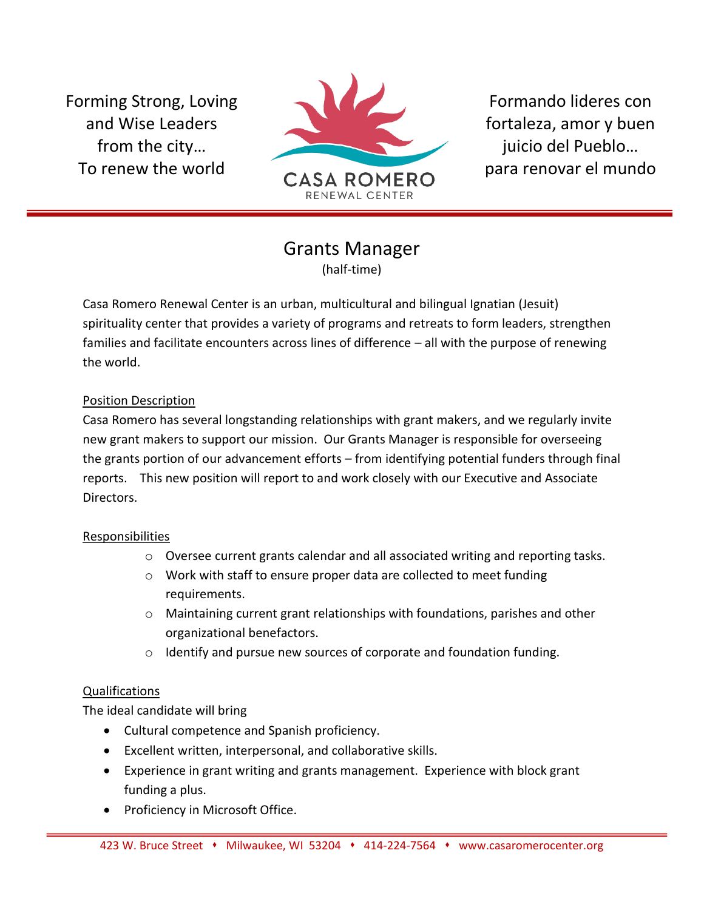Forming Strong, Loving and Wise Leaders from the city…
To renew the world

CASA ROMERO
RENEWAL CENTER

Formando lideres con fortaleza, amor y buen juicio del Pueblo…
para renovar el mundo

# Grants Manager

(half-time)

Casa Romero Renewal Center is an urban, multicultural and bilingual Ignatian (Jesuit) spirituality center that provides a variety of programs and retreats to form leaders, strengthen families and facilitate encounters across lines of difference – all with the purpose of renewing the world.

## Position Description

Casa Romero has several longstanding relationships with grant makers, and we regularly invite new grant makers to support our mission. Our Grants Manager is responsible for overseeing the grants portion of our advancement efforts – from identifying potential funders through final reports. This new position will report to and work closely with our Executive and Associate Directors.

## Responsibilities

- Oversee current grants calendar and all associated writing and reporting tasks.
- Work with staff to ensure proper data are collected to meet funding requirements.
- Maintaining current grant relationships with foundations, parishes and other organizational benefactors.
- Identify and pursue new sources of corporate and foundation funding.

## Qualifications

The ideal candidate will bring

- Cultural competence and Spanish proficiency.
- Excellent written, interpersonal, and collaborative skills.
- Experience in grant writing and grants management. Experience with block grant funding a plus.
- Proficiency in Microsoft Office.

423 W. Bruce Street ♦ Milwaukee, WI 53204 ♦ 414-224-7564 ♦ www.casaromerocenter.org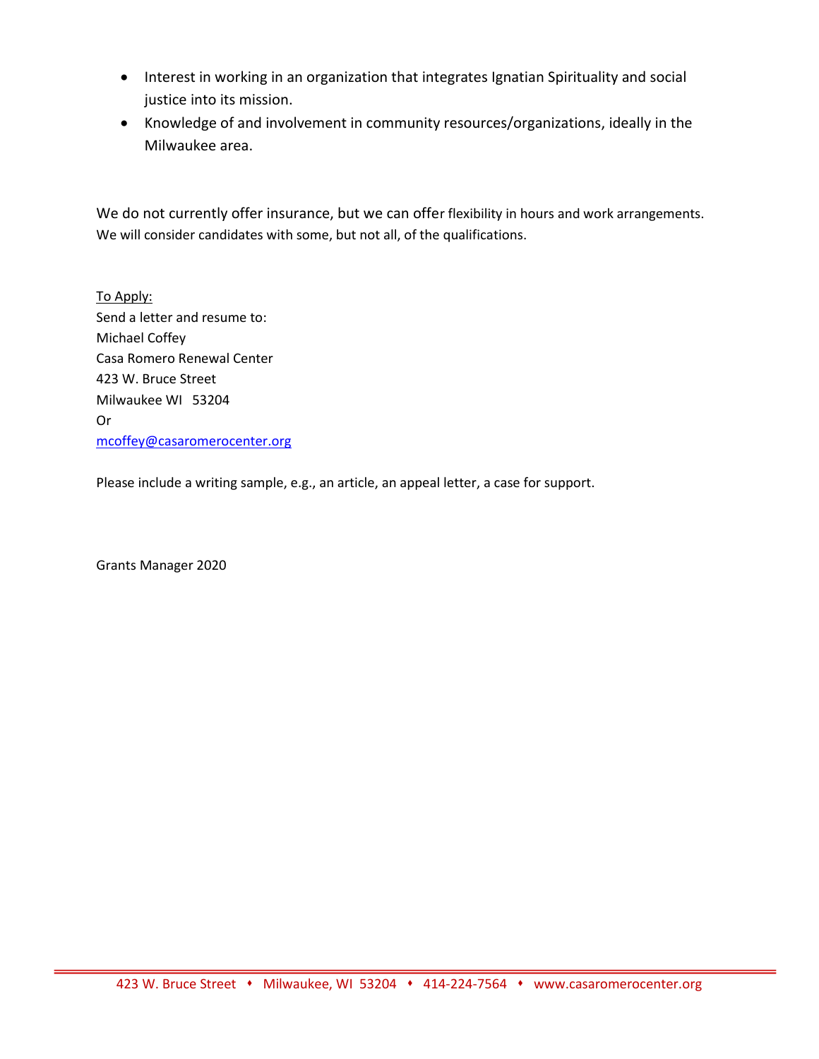- Interest in working in an organization that integrates Ignatian Spirituality and social justice into its mission.
- Knowledge of and involvement in community resources/organizations, ideally in the Milwaukee area.

We do not currently offer insurance, but we can offer flexibility in hours and work arrangements. We will consider candidates with some, but not all, of the qualifications.

To Apply:
Send a letter and resume to:
Michael Coffey
Casa Romero Renewal Center
423 W. Bruce Street
Milwaukee WI 53204
Or
mcoffey@casaromerocenter.org

Please include a writing sample, e.g., an article, an appeal letter, a case for support.

Grants Manager 2020